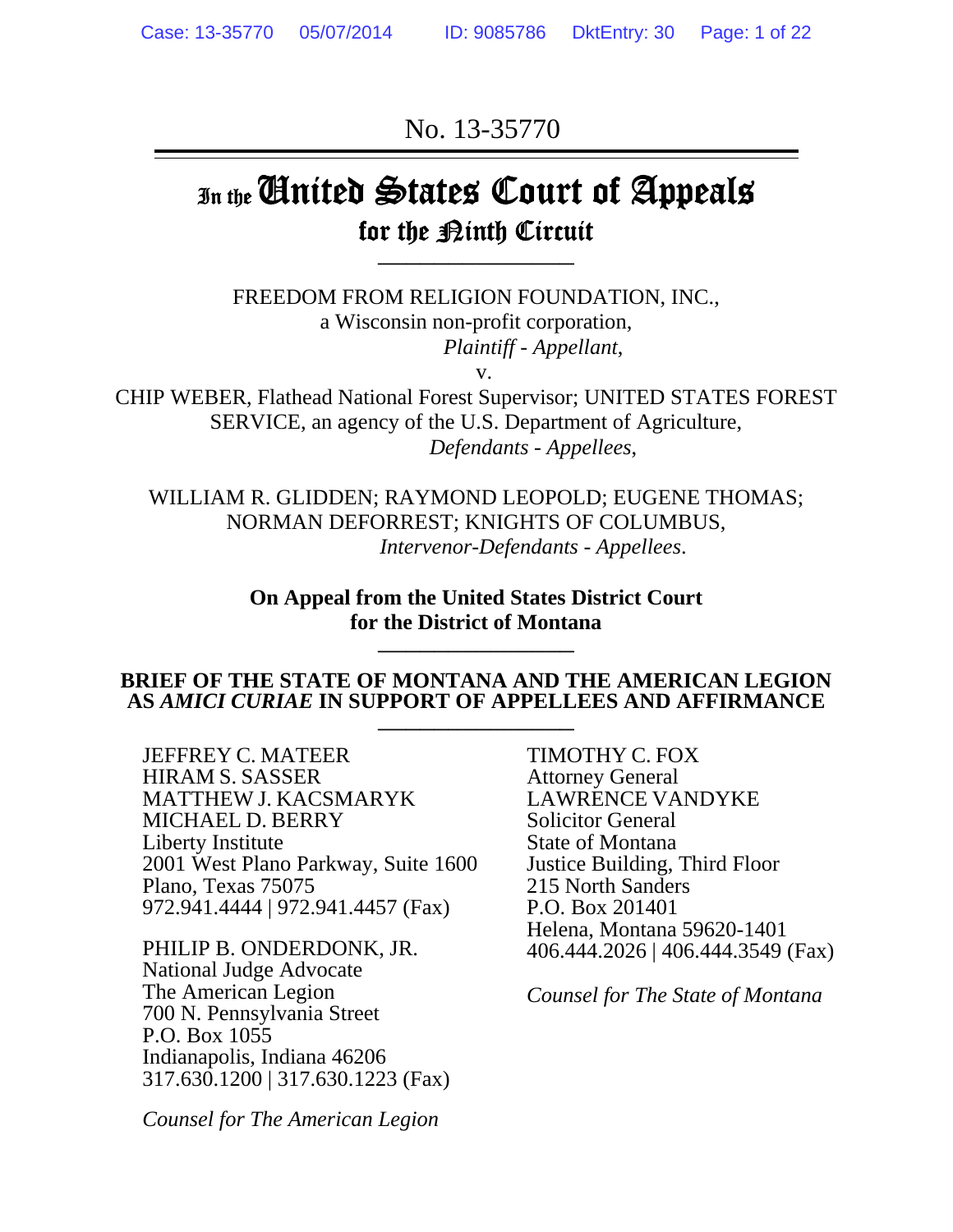No. 13-35770

# In the United States Court of Appeals for the Ninth Circuit

FREEDOM FROM RELIGION FOUNDATION, INC.,
a Wisconsin non-profit corporation,
*Plaintiff - Appellant,*

v.

CHIP WEBER, Flathead National Forest Supervisor; UNITED STATES FOREST SERVICE, an agency of the U.S. Department of Agriculture,
*Defendants - Appellees,*

WILLIAM R. GLIDDEN; RAYMOND LEOPOLD; EUGENE THOMAS; NORMAN DEFORREST; KNIGHTS OF COLUMBUS,
*Intervenor-Defendants - Appellees.*

**On Appeal from the United States District Court for the District of Montana**

**BRIEF OF THE STATE OF MONTANA AND THE AMERICAN LEGION AS *AMICI CURIAE* IN SUPPORT OF APPELLEES AND AFFIRMANCE**

JEFFREY C. MATEER
HIRAM S. SASSER
MATTHEW J. KACSMARYK
MICHAEL D. BERRY
Liberty Institute
2001 West Plano Parkway, Suite 1600
Plano, Texas 75075
972.941.4444 | 972.941.4457 (Fax)

PHILIP B. ONDERDONK, JR.
National Judge Advocate
The American Legion
700 N. Pennsylvania Street
P.O. Box 1055
Indianapolis, Indiana 46206
317.630.1200 | 317.630.1223 (Fax)

*Counsel for The American Legion*

TIMOTHY C. FOX
Attorney General
LAWRENCE VANDYKE
Solicitor General
State of Montana
Justice Building, Third Floor
215 North Sanders
P.O. Box 201401
Helena, Montana 59620-1401
406.444.2026 | 406.444.3549 (Fax)

*Counsel for The State of Montana*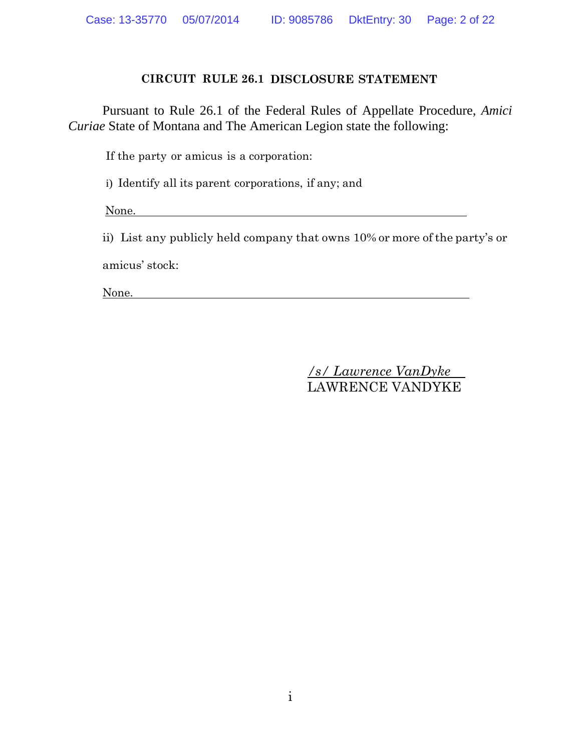## CIRCUIT RULE 26.1 DISCLOSURE STATEMENT

Pursuant to Rule 26.1 of the Federal Rules of Appellate Procedure, *Amici Curiae* State of Montana and The American Legion state the following:

If the party or amicus is a corporation:

i) Identify all its parent corporations, if any; and

None.

ii) List any publicly held company that owns 10% or more of the party's or amicus' stock:

None.

*/s/ Lawrence VanDyke*
LAWRENCE VANDYKE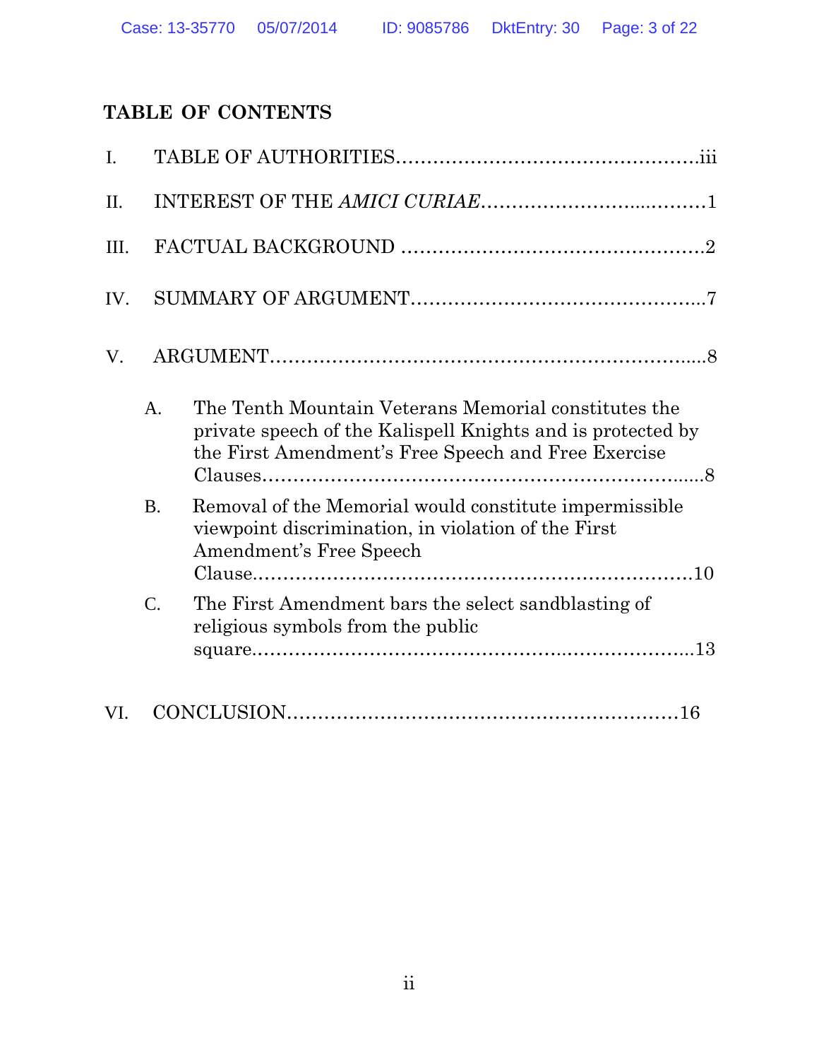## TABLE OF CONTENTS

I. TABLE OF AUTHORITIES....................................................iii

II. INTEREST OF THE *AMICI CURIAE*........................................1

III. FACTUAL BACKGROUND ....................................................2

IV. SUMMARY OF ARGUMENT...................................................7

V. ARGUMENT.......................................................................8

- A. The Tenth Mountain Veterans Memorial constitutes the private speech of the Kalispell Knights and is protected by the First Amendment's Free Speech and Free Exercise Clauses...........................................................................8
- B. Removal of the Memorial would constitute impermissible viewpoint discrimination, in violation of the First Amendment's Free Speech Clause.........................................................................10
- C. The First Amendment bars the select sandblasting of religious symbols from the public square...........................................................................13

VI. CONCLUSION.................................................................16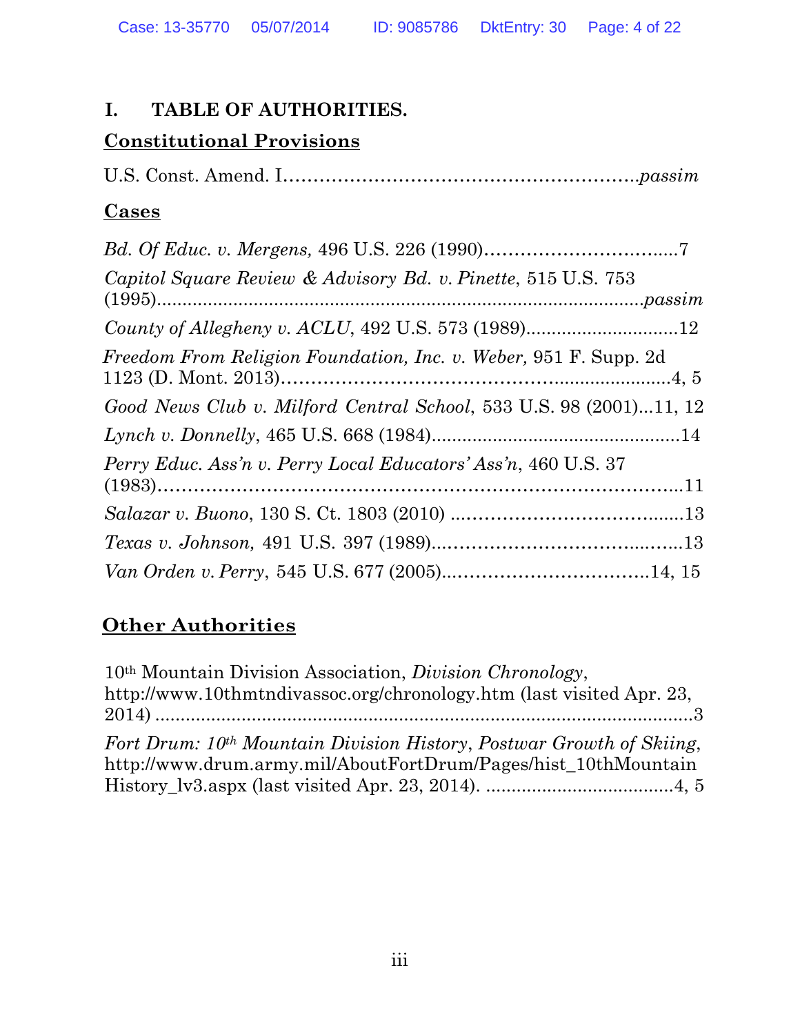# I. TABLE OF AUTHORITIES.

## Constitutional Provisions

U.S. Const. Amend. I…………………………………………………*passim*

## Cases

*Bd. Of Educ. v. Mergens,* 496 U.S. 226 (1990)…………………………....7

*Capitol Square Review & Advisory Bd. v. Pinette*, 515 U.S. 753 (1995)...................................................................................*passim*

*County of Allegheny v. ACLU*, 492 U.S. 573 (1989)...............................12

*Freedom From Religion Foundation, Inc. v. Weber,* 951 F. Supp. 2d 1123 (D. Mont. 2013)…………………………………………..............4, 5

*Good News Club v. Milford Central School*, 533 U.S. 98 (2001)...11, 12

*Lynch v. Donnelly*, 465 U.S. 668 (1984).................................................14

*Perry Educ. Ass'n v. Perry Local Educators' Ass'n*, 460 U.S. 37 (1983)……………………………………………………………………...11

*Salazar v. Buono*, 130 S. Ct. 1803 (2010) .........................................13

*Texas v. Johnson,* 491 U.S. 397 (1989)…………………………..…....13

*Van Orden v. Perry*, 545 U.S. 677 (2005)..………………………….14, 15

## Other Authorities

10th Mountain Division Association, *Division Chronology*, http://www.10thmtndivassoc.org/chronology.htm (last visited Apr. 23, 2014) ...........................................................................................3

*Fort Drum: 10th Mountain Division History*, *Postwar Growth of Skiing*, http://www.drum.army.mil/AboutFortDrum/Pages/hist_10thMountainHistory_lv3.aspx (last visited Apr. 23, 2014). ....................................4, 5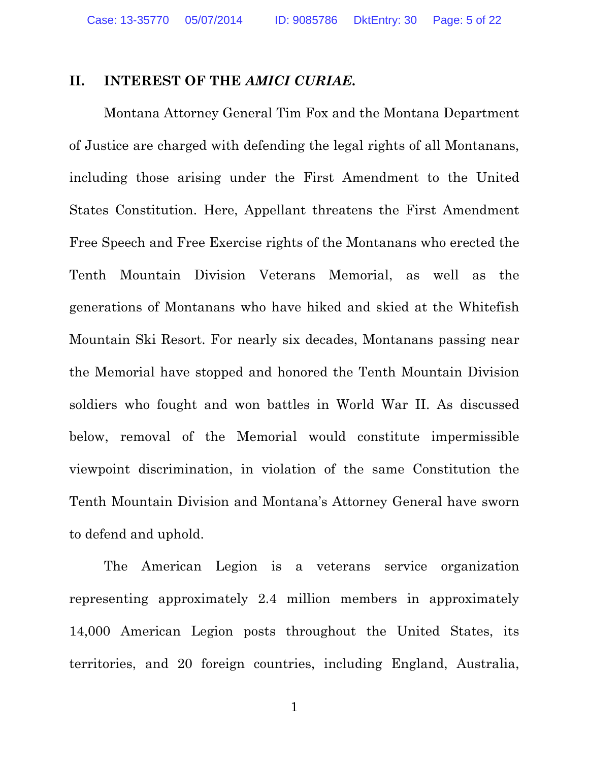## II. INTEREST OF THE *AMICI CURIAE*.

Montana Attorney General Tim Fox and the Montana Department of Justice are charged with defending the legal rights of all Montanans, including those arising under the First Amendment to the United States Constitution. Here, Appellant threatens the First Amendment Free Speech and Free Exercise rights of the Montanans who erected the Tenth Mountain Division Veterans Memorial, as well as the generations of Montanans who have hiked and skied at the Whitefish Mountain Ski Resort. For nearly six decades, Montanans passing near the Memorial have stopped and honored the Tenth Mountain Division soldiers who fought and won battles in World War II. As discussed below, removal of the Memorial would constitute impermissible viewpoint discrimination, in violation of the same Constitution the Tenth Mountain Division and Montana's Attorney General have sworn to defend and uphold.

The American Legion is a veterans service organization representing approximately 2.4 million members in approximately 14,000 American Legion posts throughout the United States, its territories, and 20 foreign countries, including England, Australia,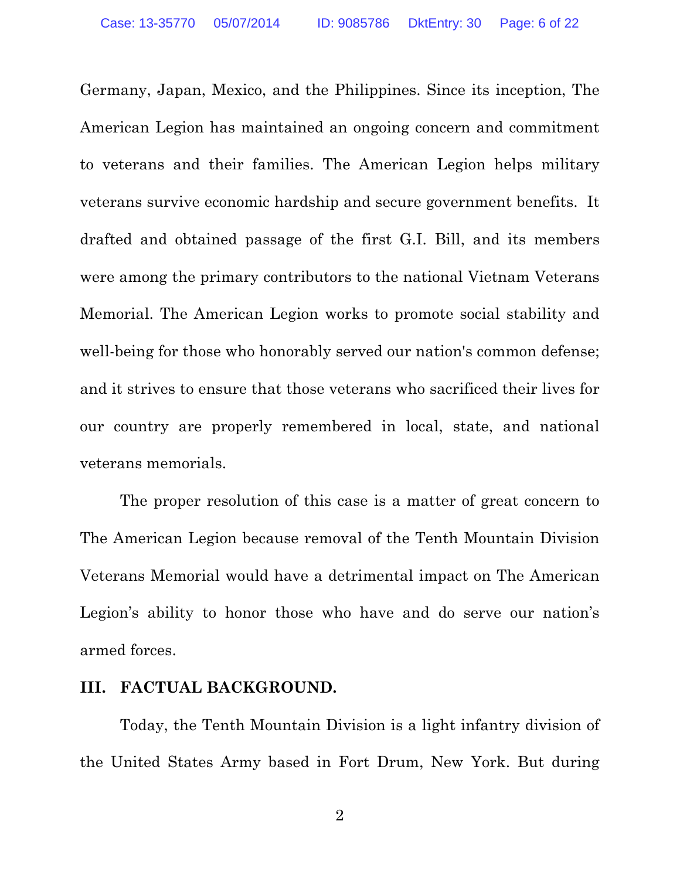Germany, Japan, Mexico, and the Philippines. Since its inception, The American Legion has maintained an ongoing concern and commitment to veterans and their families. The American Legion helps military veterans survive economic hardship and secure government benefits. It drafted and obtained passage of the first G.I. Bill, and its members were among the primary contributors to the national Vietnam Veterans Memorial. The American Legion works to promote social stability and well-being for those who honorably served our nation's common defense; and it strives to ensure that those veterans who sacrificed their lives for our country are properly remembered in local, state, and national veterans memorials.

The proper resolution of this case is a matter of great concern to The American Legion because removal of the Tenth Mountain Division Veterans Memorial would have a detrimental impact on The American Legion's ability to honor those who have and do serve our nation's armed forces.

## III. FACTUAL BACKGROUND.

Today, the Tenth Mountain Division is a light infantry division of the United States Army based in Fort Drum, New York. But during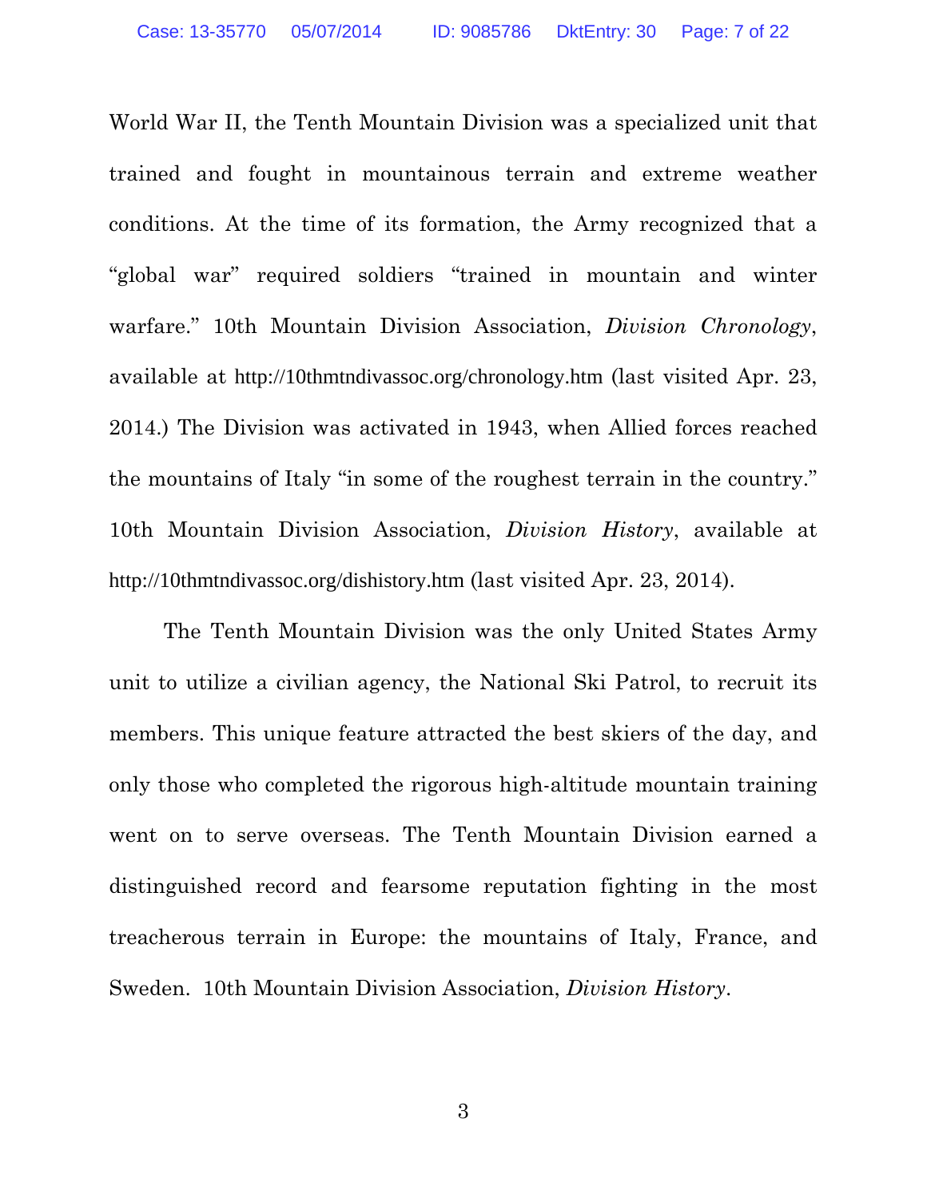World War II, the Tenth Mountain Division was a specialized unit that trained and fought in mountainous terrain and extreme weather conditions. At the time of its formation, the Army recognized that a "global war" required soldiers "trained in mountain and winter warfare." 10th Mountain Division Association, *Division Chronology*, available at http://10thmtndivassoc.org/chronology.htm (last visited Apr. 23, 2014.) The Division was activated in 1943, when Allied forces reached the mountains of Italy "in some of the roughest terrain in the country." 10th Mountain Division Association, *Division History*, available at http://10thmtndivassoc.org/dishistory.htm (last visited Apr. 23, 2014).

The Tenth Mountain Division was the only United States Army unit to utilize a civilian agency, the National Ski Patrol, to recruit its members. This unique feature attracted the best skiers of the day, and only those who completed the rigorous high-altitude mountain training went on to serve overseas. The Tenth Mountain Division earned a distinguished record and fearsome reputation fighting in the most treacherous terrain in Europe: the mountains of Italy, France, and Sweden. 10th Mountain Division Association, *Division History*.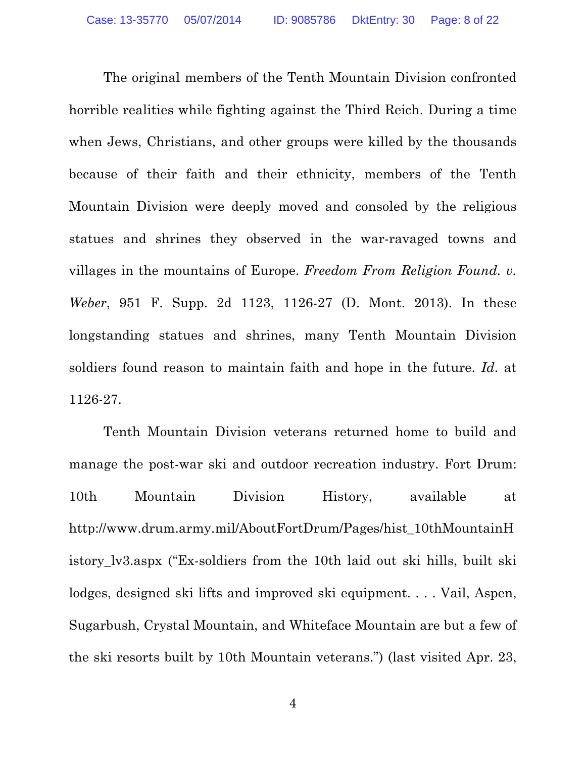The original members of the Tenth Mountain Division confronted horrible realities while fighting against the Third Reich. During a time when Jews, Christians, and other groups were killed by the thousands because of their faith and their ethnicity, members of the Tenth Mountain Division were deeply moved and consoled by the religious statues and shrines they observed in the war-ravaged towns and villages in the mountains of Europe. *Freedom From Religion Found. v. Weber*, 951 F. Supp. 2d 1123, 1126-27 (D. Mont. 2013). In these longstanding statues and shrines, many Tenth Mountain Division soldiers found reason to maintain faith and hope in the future. *Id.* at 1126-27.

Tenth Mountain Division veterans returned home to build and manage the post-war ski and outdoor recreation industry. Fort Drum: 10th Mountain Division History, available at http://www.drum.army.mil/AboutFortDrum/Pages/hist_10thMountainHistory_lv3.aspx ("Ex-soldiers from the 10th laid out ski hills, built ski lodges, designed ski lifts and improved ski equipment. . . . Vail, Aspen, Sugarbush, Crystal Mountain, and Whiteface Mountain are but a few of the ski resorts built by 10th Mountain veterans.") (last visited Apr. 23,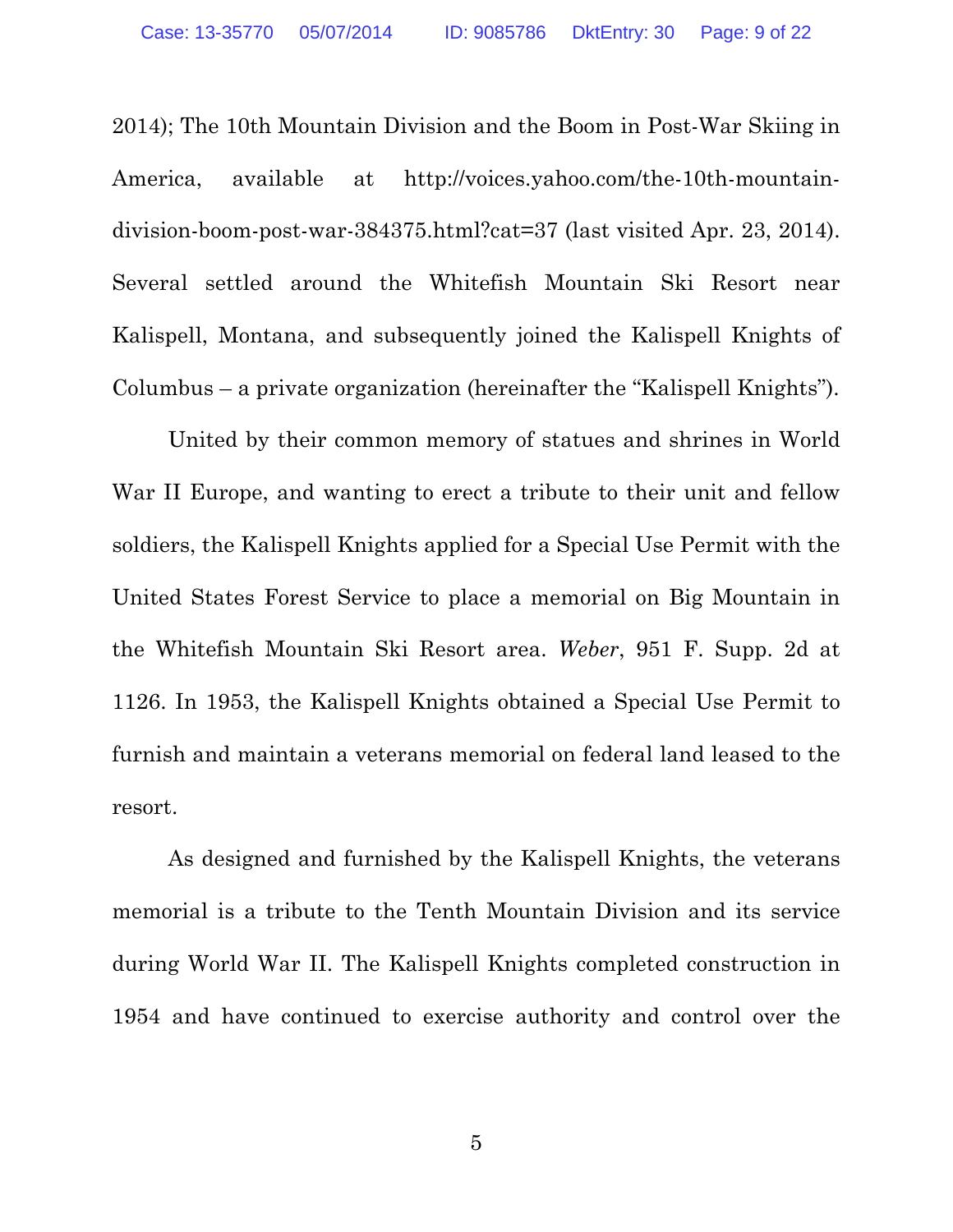2014); The 10th Mountain Division and the Boom in Post-War Skiing in America, available at http://voices.yahoo.com/the-10th-mountain-division-boom-post-war-384375.html?cat=37 (last visited Apr. 23, 2014). Several settled around the Whitefish Mountain Ski Resort near Kalispell, Montana, and subsequently joined the Kalispell Knights of Columbus – a private organization (hereinafter the "Kalispell Knights").

United by their common memory of statues and shrines in World War II Europe, and wanting to erect a tribute to their unit and fellow soldiers, the Kalispell Knights applied for a Special Use Permit with the United States Forest Service to place a memorial on Big Mountain in the Whitefish Mountain Ski Resort area. *Weber*, 951 F. Supp. 2d at 1126. In 1953, the Kalispell Knights obtained a Special Use Permit to furnish and maintain a veterans memorial on federal land leased to the resort.

As designed and furnished by the Kalispell Knights, the veterans memorial is a tribute to the Tenth Mountain Division and its service during World War II. The Kalispell Knights completed construction in 1954 and have continued to exercise authority and control over the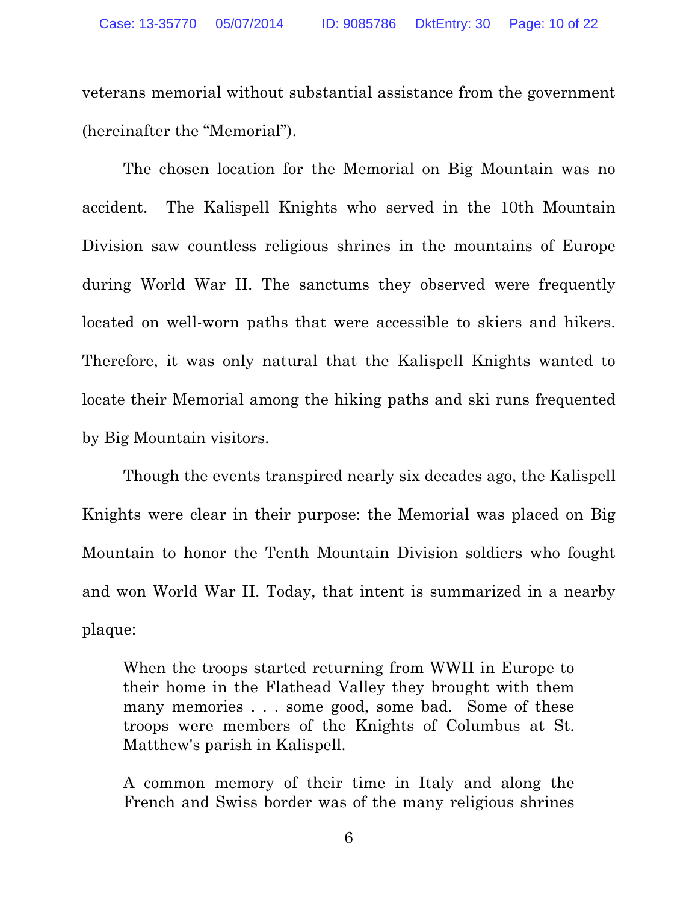veterans memorial without substantial assistance from the government (hereinafter the "Memorial").

The chosen location for the Memorial on Big Mountain was no accident. The Kalispell Knights who served in the 10th Mountain Division saw countless religious shrines in the mountains of Europe during World War II. The sanctums they observed were frequently located on well-worn paths that were accessible to skiers and hikers. Therefore, it was only natural that the Kalispell Knights wanted to locate their Memorial among the hiking paths and ski runs frequented by Big Mountain visitors.

Though the events transpired nearly six decades ago, the Kalispell Knights were clear in their purpose: the Memorial was placed on Big Mountain to honor the Tenth Mountain Division soldiers who fought and won World War II. Today, that intent is summarized in a nearby plaque:

> When the troops started returning from WWII in Europe to their home in the Flathead Valley they brought with them many memories . . . some good, some bad. Some of these troops were members of the Knights of Columbus at St. Matthew's parish in Kalispell.
>
> A common memory of their time in Italy and along the French and Swiss border was of the many religious shrines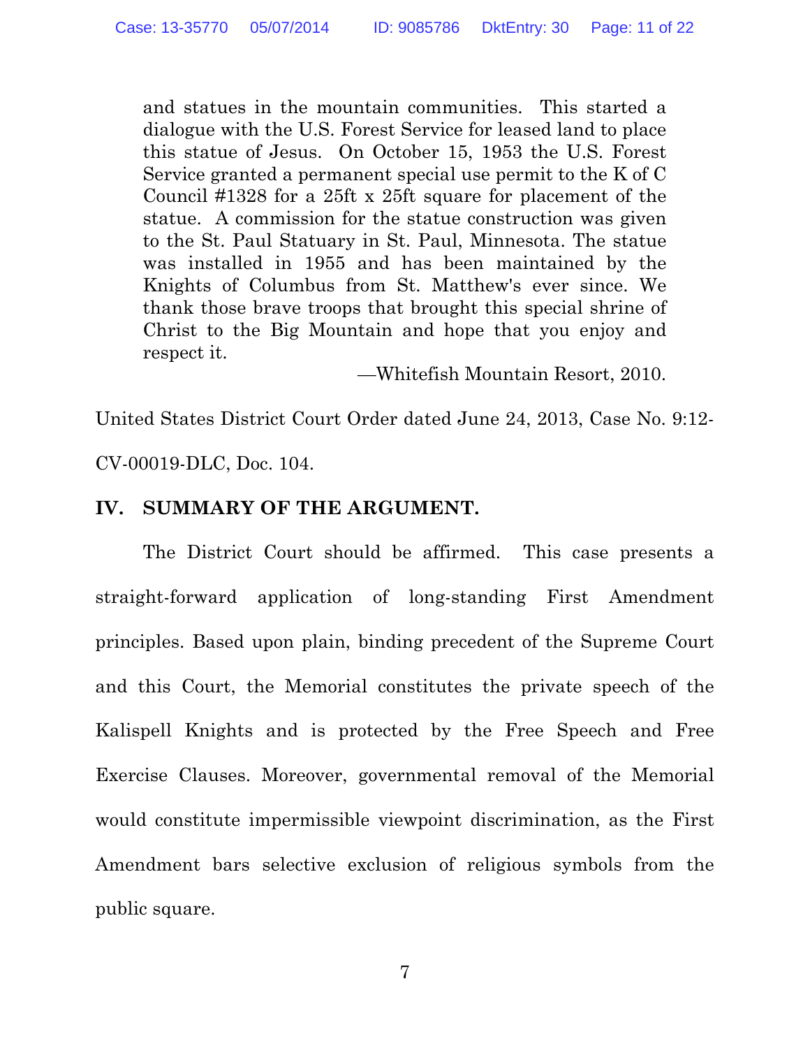> and statues in the mountain communities. This started a dialogue with the U.S. Forest Service for leased land to place this statue of Jesus. On October 15, 1953 the U.S. Forest Service granted a permanent special use permit to the K of C Council #1328 for a 25ft x 25ft square for placement of the statue. A commission for the statue construction was given to the St. Paul Statuary in St. Paul, Minnesota. The statue was installed in 1955 and has been maintained by the Knights of Columbus from St. Matthew's ever since. We thank those brave troops that brought this special shrine of Christ to the Big Mountain and hope that you enjoy and respect it.
>
> —Whitefish Mountain Resort, 2010.

United States District Court Order dated June 24, 2013, Case No. 9:12-CV-00019-DLC, Doc. 104.

## IV. SUMMARY OF THE ARGUMENT.

The District Court should be affirmed. This case presents a straight-forward application of long-standing First Amendment principles. Based upon plain, binding precedent of the Supreme Court and this Court, the Memorial constitutes the private speech of the Kalispell Knights and is protected by the Free Speech and Free Exercise Clauses. Moreover, governmental removal of the Memorial would constitute impermissible viewpoint discrimination, as the First Amendment bars selective exclusion of religious symbols from the public square.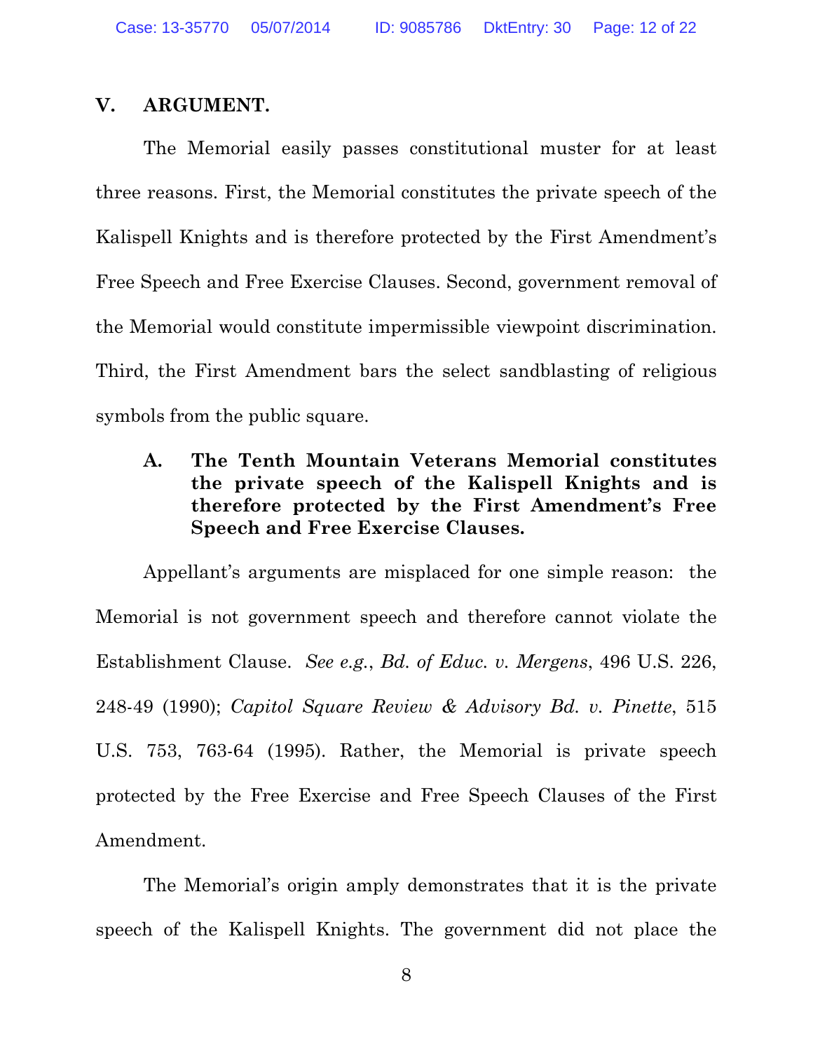## V. ARGUMENT.

The Memorial easily passes constitutional muster for at least three reasons. First, the Memorial constitutes the private speech of the Kalispell Knights and is therefore protected by the First Amendment's Free Speech and Free Exercise Clauses. Second, government removal of the Memorial would constitute impermissible viewpoint discrimination. Third, the First Amendment bars the select sandblasting of religious symbols from the public square.

### A. The Tenth Mountain Veterans Memorial constitutes the private speech of the Kalispell Knights and is therefore protected by the First Amendment's Free Speech and Free Exercise Clauses.

Appellant's arguments are misplaced for one simple reason: the Memorial is not government speech and therefore cannot violate the Establishment Clause. *See e.g.*, *Bd. of Educ. v. Mergens*, 496 U.S. 226, 248-49 (1990); *Capitol Square Review & Advisory Bd. v. Pinette*, 515 U.S. 753, 763-64 (1995). Rather, the Memorial is private speech protected by the Free Exercise and Free Speech Clauses of the First Amendment.

The Memorial's origin amply demonstrates that it is the private speech of the Kalispell Knights. The government did not place the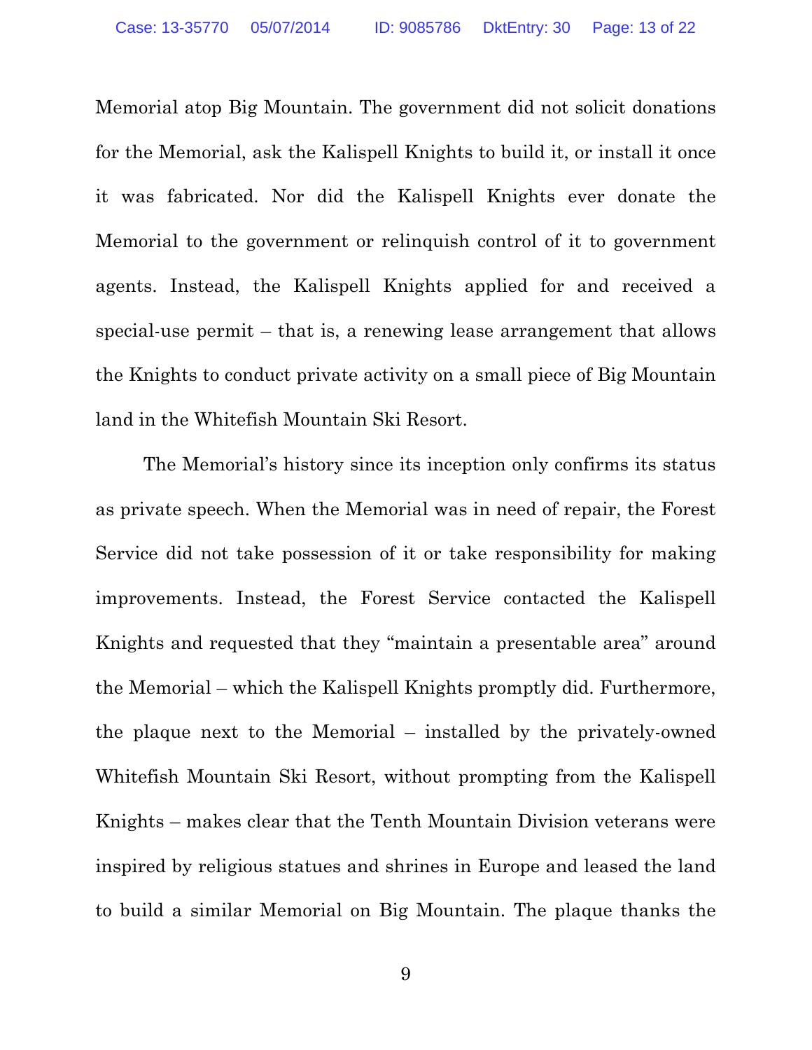Memorial atop Big Mountain. The government did not solicit donations for the Memorial, ask the Kalispell Knights to build it, or install it once it was fabricated. Nor did the Kalispell Knights ever donate the Memorial to the government or relinquish control of it to government agents. Instead, the Kalispell Knights applied for and received a special-use permit – that is, a renewing lease arrangement that allows the Knights to conduct private activity on a small piece of Big Mountain land in the Whitefish Mountain Ski Resort.

The Memorial's history since its inception only confirms its status as private speech. When the Memorial was in need of repair, the Forest Service did not take possession of it or take responsibility for making improvements. Instead, the Forest Service contacted the Kalispell Knights and requested that they "maintain a presentable area" around the Memorial – which the Kalispell Knights promptly did. Furthermore, the plaque next to the Memorial – installed by the privately-owned Whitefish Mountain Ski Resort, without prompting from the Kalispell Knights – makes clear that the Tenth Mountain Division veterans were inspired by religious statues and shrines in Europe and leased the land to build a similar Memorial on Big Mountain. The plaque thanks the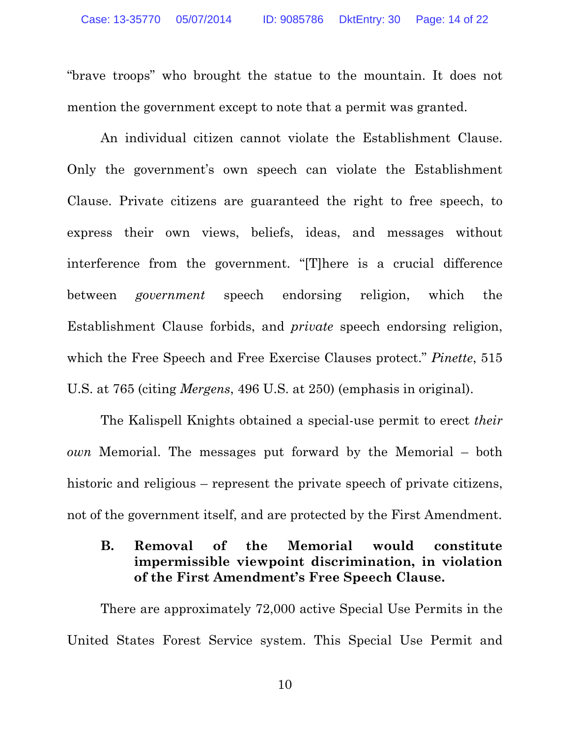"brave troops" who brought the statue to the mountain. It does not mention the government except to note that a permit was granted.

An individual citizen cannot violate the Establishment Clause. Only the government's own speech can violate the Establishment Clause. Private citizens are guaranteed the right to free speech, to express their own views, beliefs, ideas, and messages without interference from the government. "[T]here is a crucial difference between *government* speech endorsing religion, which the Establishment Clause forbids, and *private* speech endorsing religion, which the Free Speech and Free Exercise Clauses protect." *Pinette*, 515 U.S. at 765 (citing *Mergens*, 496 U.S. at 250) (emphasis in original).

The Kalispell Knights obtained a special-use permit to erect *their own* Memorial. The messages put forward by the Memorial – both historic and religious – represent the private speech of private citizens, not of the government itself, and are protected by the First Amendment.

### B. Removal of the Memorial would constitute impermissible viewpoint discrimination, in violation of the First Amendment's Free Speech Clause.

There are approximately 72,000 active Special Use Permits in the United States Forest Service system. This Special Use Permit and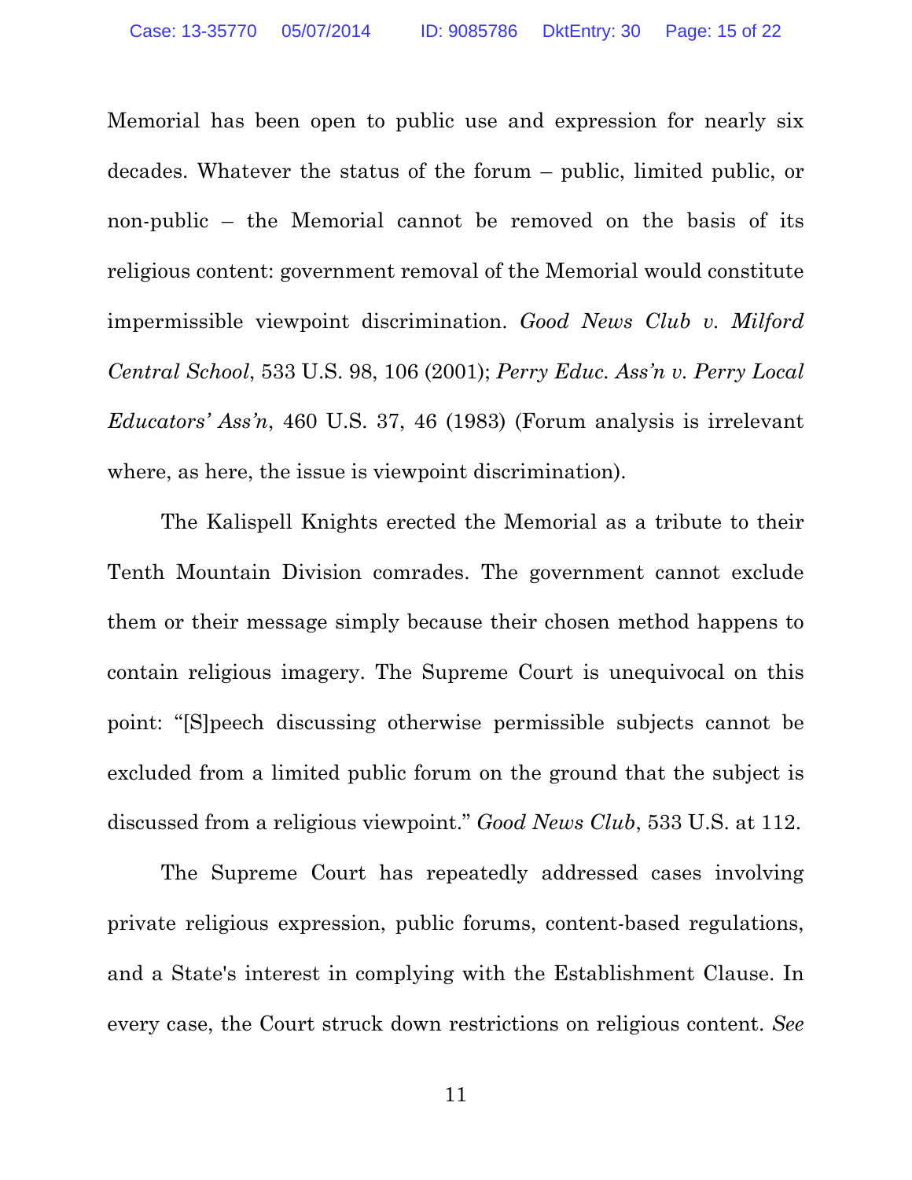Memorial has been open to public use and expression for nearly six decades. Whatever the status of the forum – public, limited public, or non-public – the Memorial cannot be removed on the basis of its religious content: government removal of the Memorial would constitute impermissible viewpoint discrimination. *Good News Club v. Milford Central School*, 533 U.S. 98, 106 (2001); *Perry Educ. Ass'n v. Perry Local Educators' Ass'n*, 460 U.S. 37, 46 (1983) (Forum analysis is irrelevant where, as here, the issue is viewpoint discrimination).

The Kalispell Knights erected the Memorial as a tribute to their Tenth Mountain Division comrades. The government cannot exclude them or their message simply because their chosen method happens to contain religious imagery. The Supreme Court is unequivocal on this point: "[S]peech discussing otherwise permissible subjects cannot be excluded from a limited public forum on the ground that the subject is discussed from a religious viewpoint." *Good News Club*, 533 U.S. at 112.

The Supreme Court has repeatedly addressed cases involving private religious expression, public forums, content-based regulations, and a State's interest in complying with the Establishment Clause. In every case, the Court struck down restrictions on religious content. *See*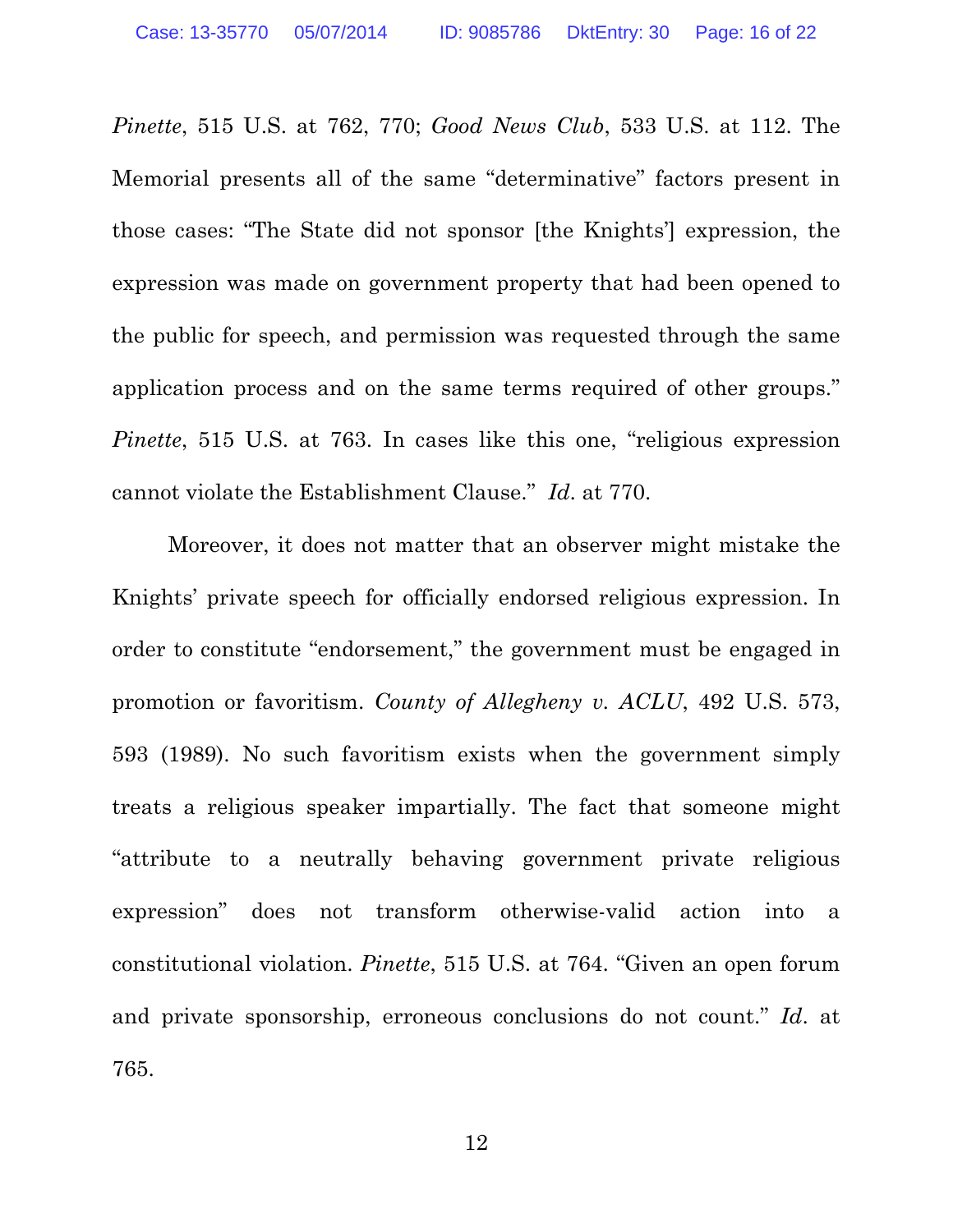*Pinette*, 515 U.S. at 762, 770; *Good News Club*, 533 U.S. at 112. The Memorial presents all of the same "determinative" factors present in those cases: "The State did not sponsor [the Knights'] expression, the expression was made on government property that had been opened to the public for speech, and permission was requested through the same application process and on the same terms required of other groups." *Pinette*, 515 U.S. at 763. In cases like this one, "religious expression cannot violate the Establishment Clause." *Id*. at 770.

Moreover, it does not matter that an observer might mistake the Knights' private speech for officially endorsed religious expression. In order to constitute "endorsement," the government must be engaged in promotion or favoritism. *County of Allegheny v. ACLU*, 492 U.S. 573, 593 (1989). No such favoritism exists when the government simply treats a religious speaker impartially. The fact that someone might "attribute to a neutrally behaving government private religious expression" does not transform otherwise-valid action into a constitutional violation. *Pinette*, 515 U.S. at 764. "Given an open forum and private sponsorship, erroneous conclusions do not count." *Id*. at 765.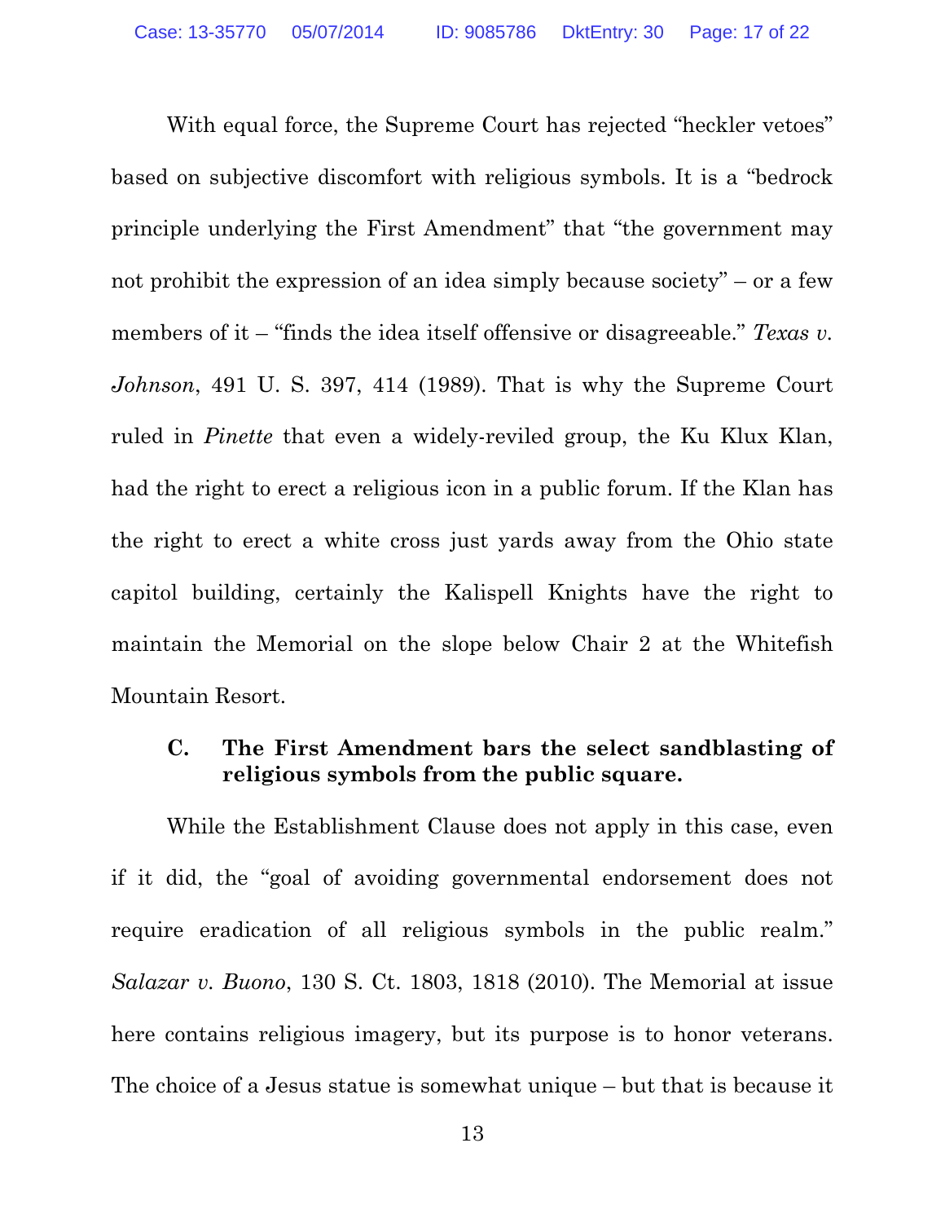With equal force, the Supreme Court has rejected "heckler vetoes" based on subjective discomfort with religious symbols. It is a "bedrock principle underlying the First Amendment" that "the government may not prohibit the expression of an idea simply because society" – or a few members of it – "finds the idea itself offensive or disagreeable." *Texas v. Johnson*, 491 U. S. 397, 414 (1989). That is why the Supreme Court ruled in *Pinette* that even a widely-reviled group, the Ku Klux Klan, had the right to erect a religious icon in a public forum. If the Klan has the right to erect a white cross just yards away from the Ohio state capitol building, certainly the Kalispell Knights have the right to maintain the Memorial on the slope below Chair 2 at the Whitefish Mountain Resort.

### C. The First Amendment bars the select sandblasting of religious symbols from the public square.

While the Establishment Clause does not apply in this case, even if it did, the "goal of avoiding governmental endorsement does not require eradication of all religious symbols in the public realm." *Salazar v. Buono*, 130 S. Ct. 1803, 1818 (2010). The Memorial at issue here contains religious imagery, but its purpose is to honor veterans. The choice of a Jesus statue is somewhat unique – but that is because it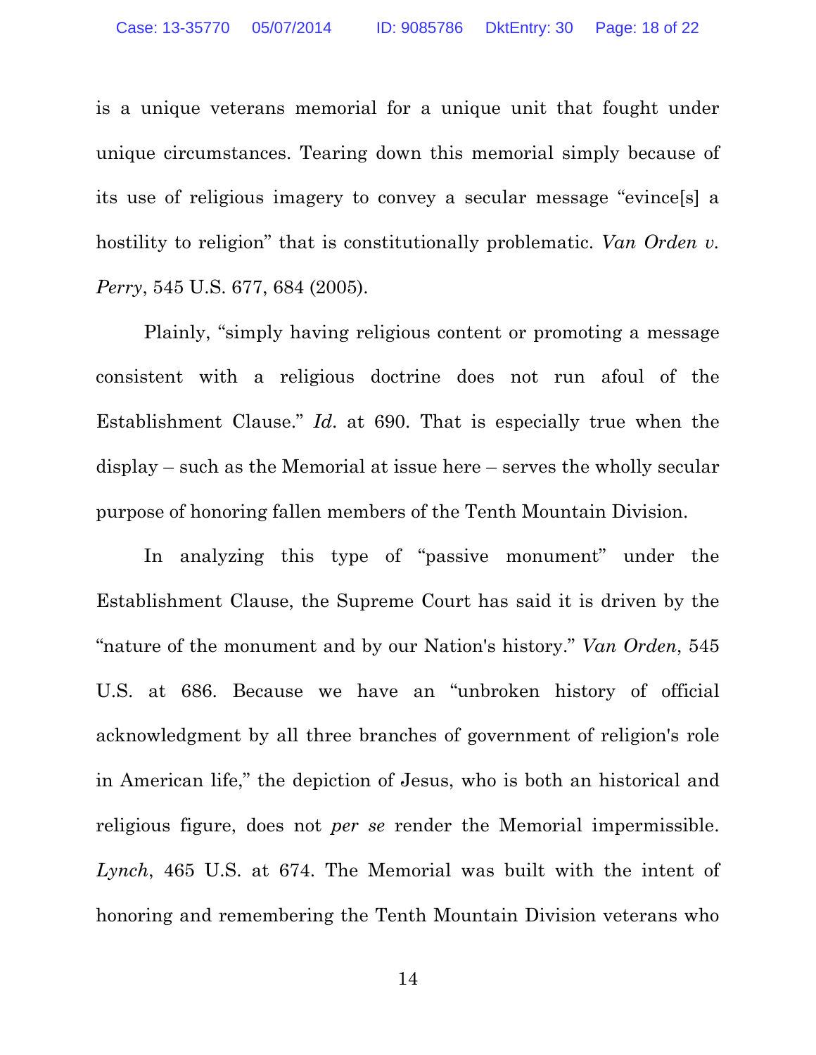is a unique veterans memorial for a unique unit that fought under unique circumstances. Tearing down this memorial simply because of its use of religious imagery to convey a secular message "evince[s] a hostility to religion" that is constitutionally problematic. *Van Orden v. Perry*, 545 U.S. 677, 684 (2005).

Plainly, "simply having religious content or promoting a message consistent with a religious doctrine does not run afoul of the Establishment Clause." *Id.* at 690. That is especially true when the display – such as the Memorial at issue here – serves the wholly secular purpose of honoring fallen members of the Tenth Mountain Division.

In analyzing this type of "passive monument" under the Establishment Clause, the Supreme Court has said it is driven by the "nature of the monument and by our Nation's history." *Van Orden*, 545 U.S. at 686. Because we have an "unbroken history of official acknowledgment by all three branches of government of religion's role in American life," the depiction of Jesus, who is both an historical and religious figure, does not *per se* render the Memorial impermissible. *Lynch*, 465 U.S. at 674. The Memorial was built with the intent of honoring and remembering the Tenth Mountain Division veterans who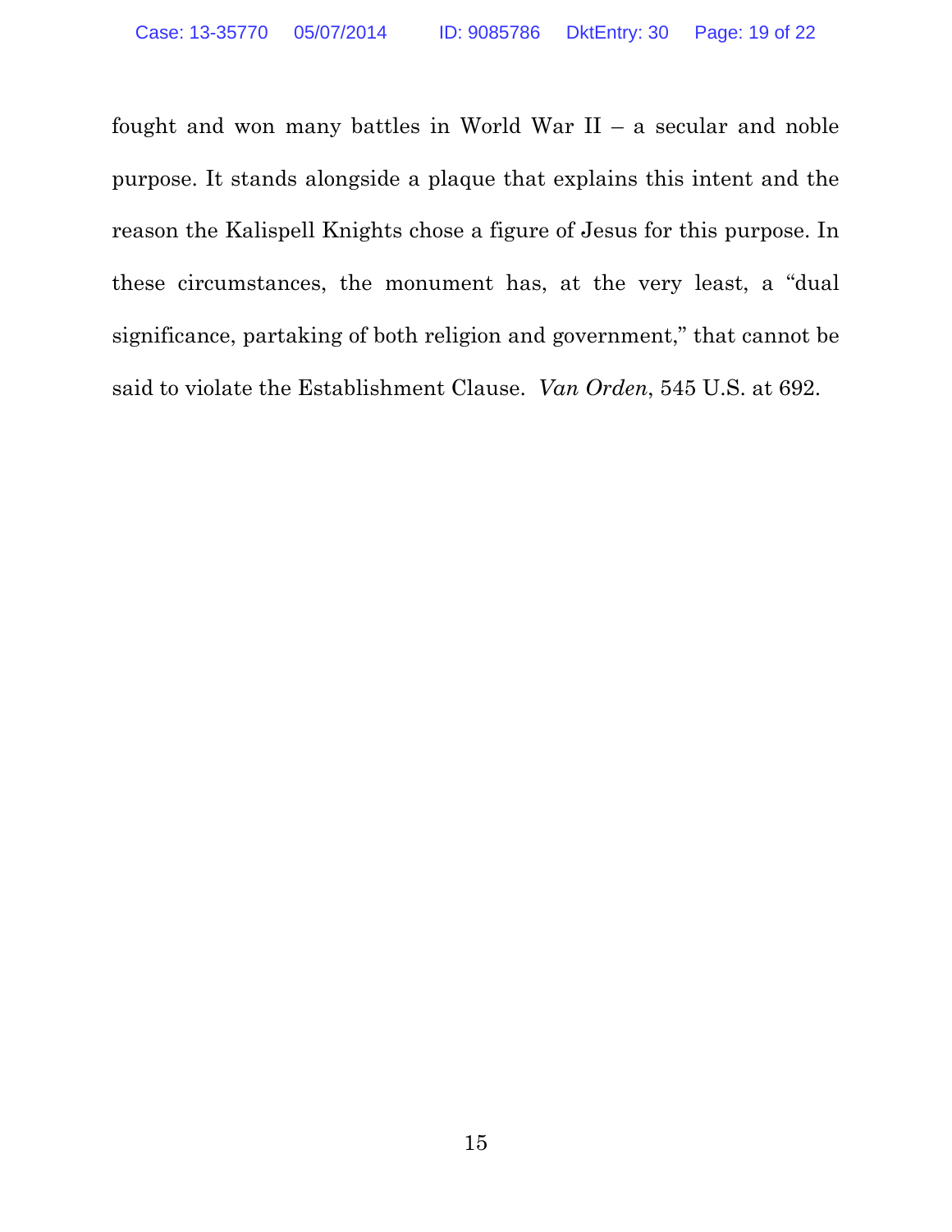fought and won many battles in World War II – a secular and noble purpose. It stands alongside a plaque that explains this intent and the reason the Kalispell Knights chose a figure of Jesus for this purpose. In these circumstances, the monument has, at the very least, a "dual significance, partaking of both religion and government," that cannot be said to violate the Establishment Clause. *Van Orden*, 545 U.S. at 692.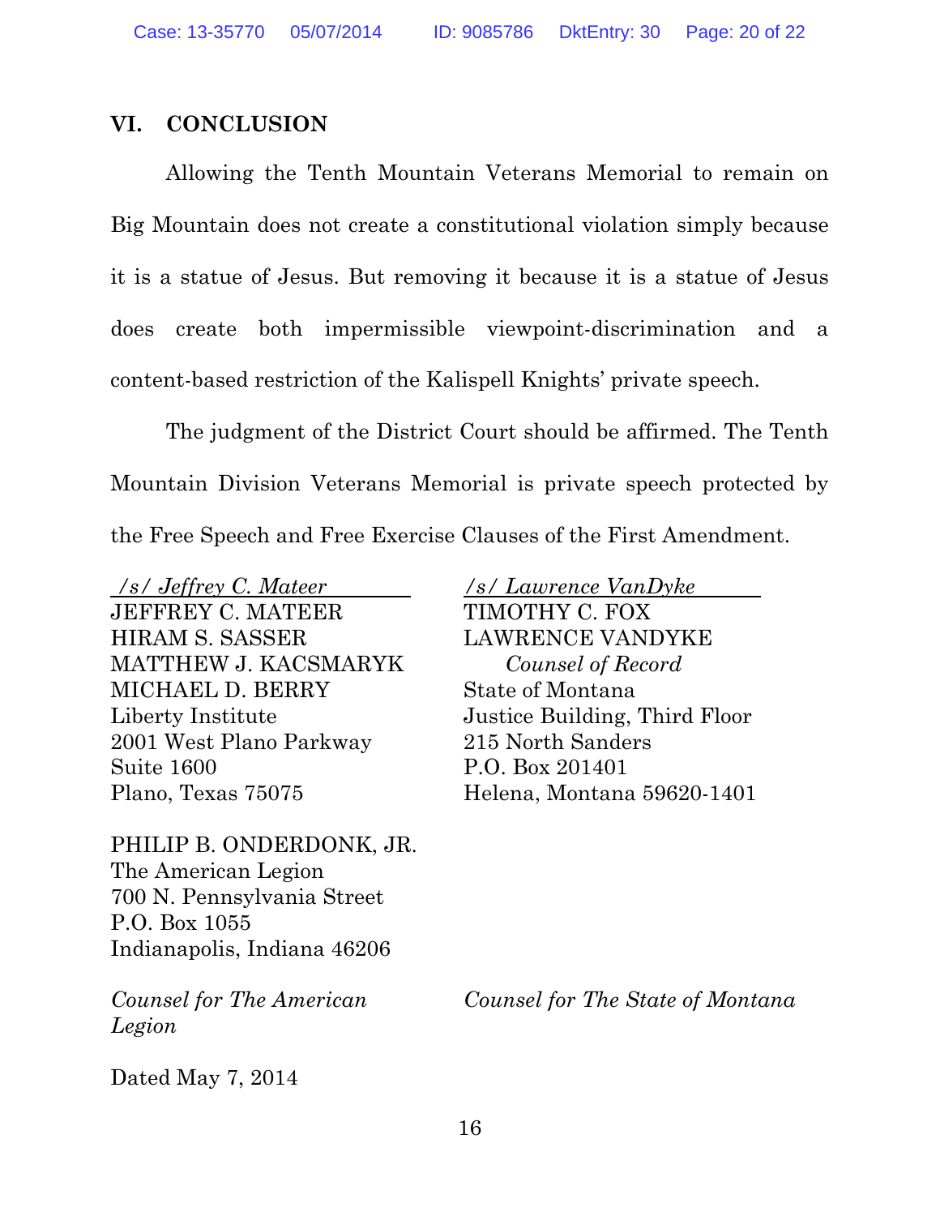## VI. CONCLUSION

Allowing the Tenth Mountain Veterans Memorial to remain on Big Mountain does not create a constitutional violation simply because it is a statue of Jesus. But removing it because it is a statue of Jesus does create both impermissible viewpoint-discrimination and a content-based restriction of the Kalispell Knights' private speech.

The judgment of the District Court should be affirmed. The Tenth Mountain Division Veterans Memorial is private speech protected by the Free Speech and Free Exercise Clauses of the First Amendment.

*/s/ Jeffrey C. Mateer*
JEFFREY C. MATEER
HIRAM S. SASSER
MATTHEW J. KACSMARYK
MICHAEL D. BERRY
Liberty Institute
2001 West Plano Parkway
Suite 1600
Plano, Texas 75075

PHILIP B. ONDERDONK, JR.
The American Legion
700 N. Pennsylvania Street
P.O. Box 1055
Indianapolis, Indiana 46206

*Counsel for The American Legion*

*/s/ Lawrence VanDyke*
TIMOTHY C. FOX
LAWRENCE VANDYKE
*Counsel of Record*
State of Montana
Justice Building, Third Floor
215 North Sanders
P.O. Box 201401
Helena, Montana 59620-1401

*Counsel for The State of Montana*

Dated May 7, 2014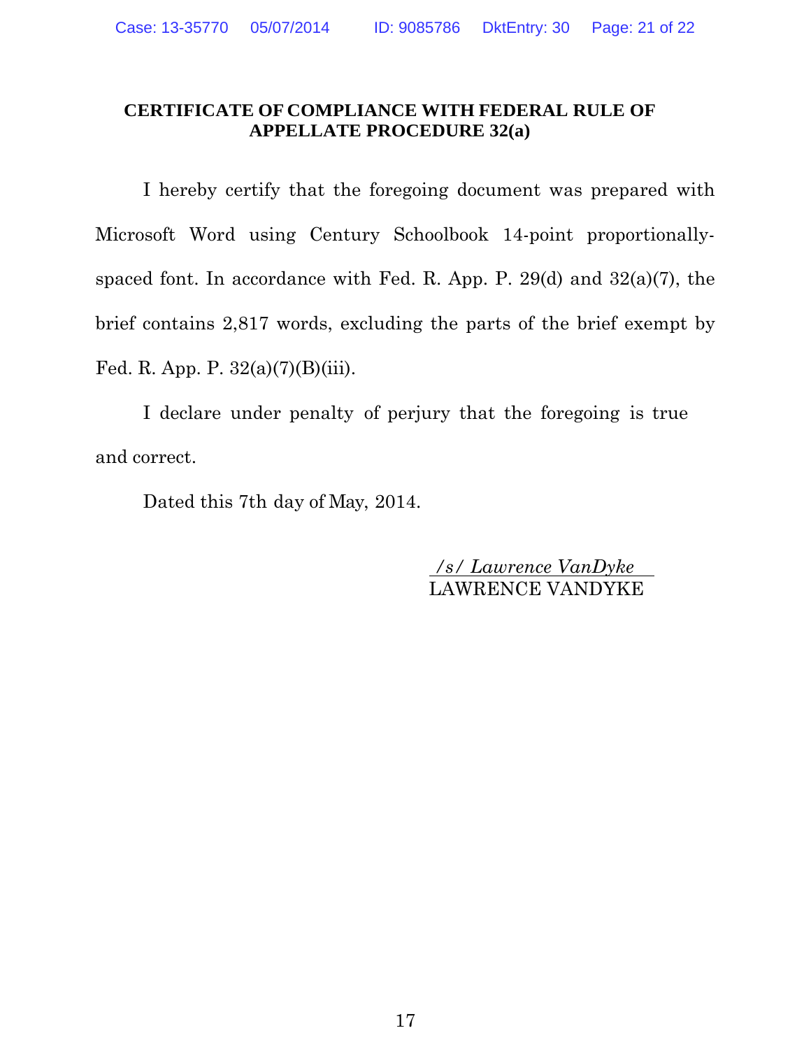**CERTIFICATE OF COMPLIANCE WITH FEDERAL RULE OF APPELLATE PROCEDURE 32(a)**

I hereby certify that the foregoing document was prepared with Microsoft Word using Century Schoolbook 14-point proportionally-spaced font. In accordance with Fed. R. App. P. 29(d) and 32(a)(7), the brief contains 2,817 words, excluding the parts of the brief exempt by Fed. R. App. P. 32(a)(7)(B)(iii).

I declare under penalty of perjury that the foregoing is true and correct.

Dated this 7th day of May, 2014.

*/s/ Lawrence VanDyke*
LAWRENCE VANDYKE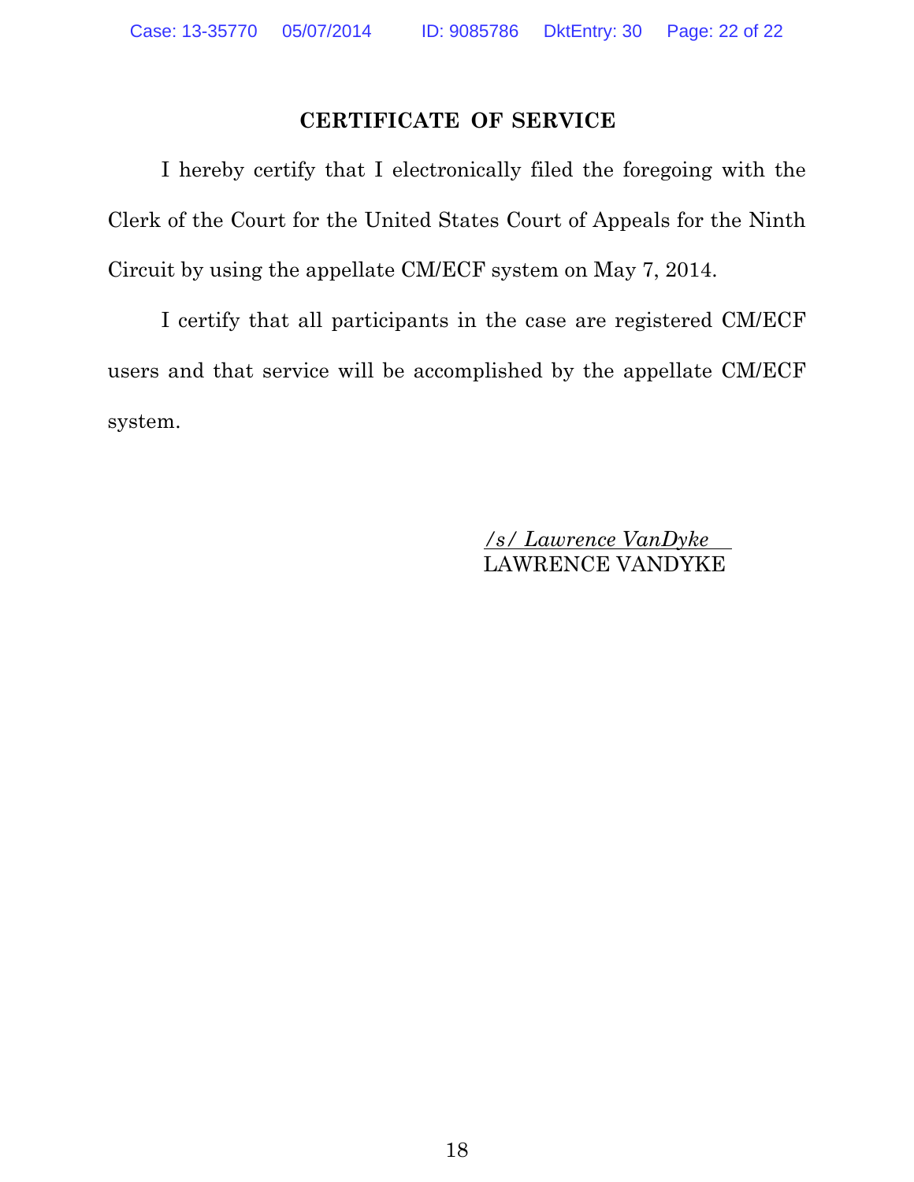## CERTIFICATE OF SERVICE

I hereby certify that I electronically filed the foregoing with the Clerk of the Court for the United States Court of Appeals for the Ninth Circuit by using the appellate CM/ECF system on May 7, 2014.

I certify that all participants in the case are registered CM/ECF users and that service will be accomplished by the appellate CM/ECF system.

*/s/ Lawrence VanDyke*
LAWRENCE VANDYKE